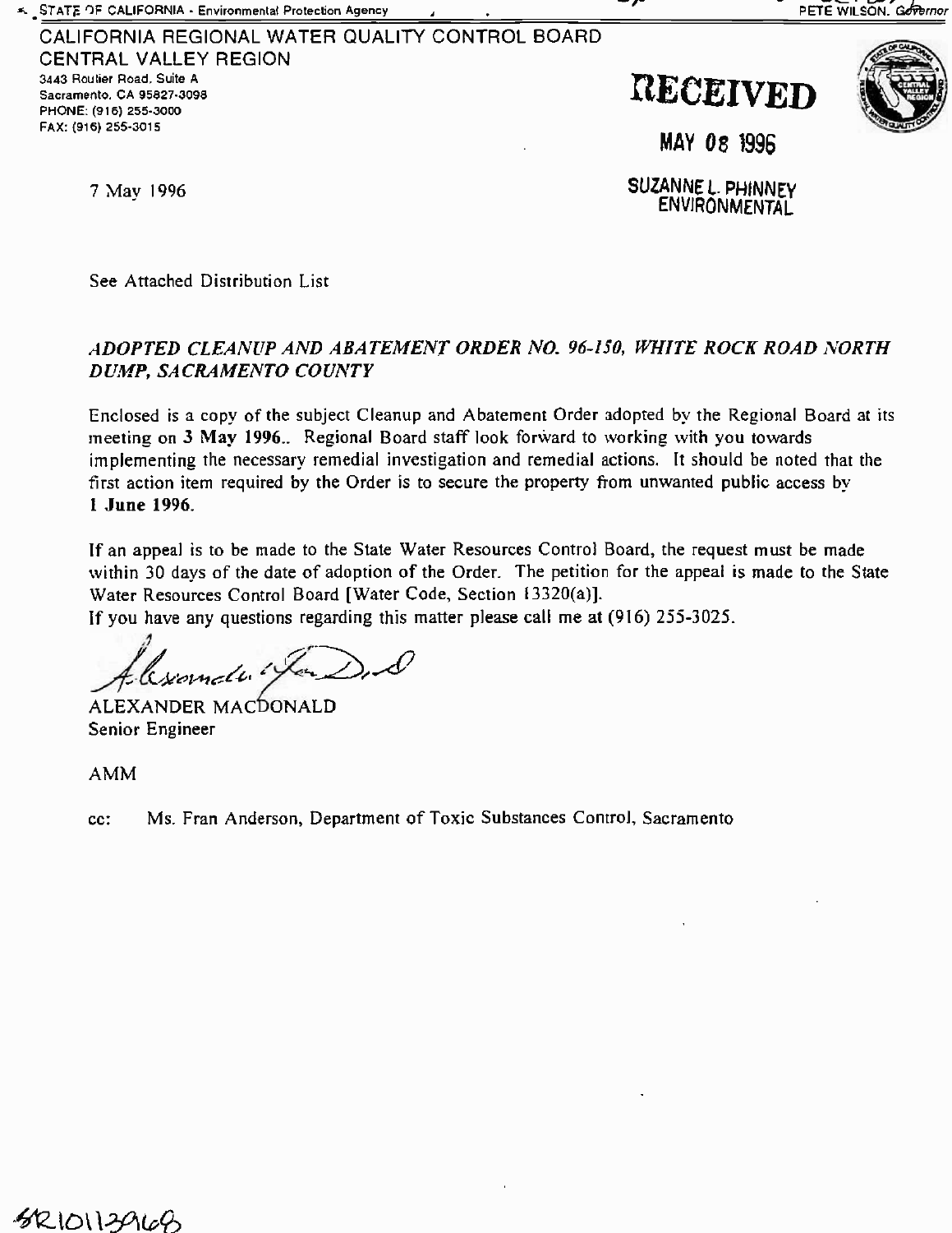STATE OF CALIFORNIA - Environmental Protection Agency

PETE WILSON, Governor

CALIFORNIA REGIONAL WATER QUALITY CONTROL BOARD
CENTRAL VALLEY REGION
3443 Routier Road, Suite A
Sacramento, CA 95827-3098
PHONE: (916) 255-3000
FAX: (916) 255-3015

RECEIVED

MAY 08 1996

SUZANNE L. PHINNEY
ENVIRONMENTAL

7 May 1996

See Attached Distribution List

***ADOPTED CLEANUP AND ABATEMENT ORDER NO. 96-150, WHITE ROCK ROAD NORTH DUMP, SACRAMENTO COUNTY***

Enclosed is a copy of the subject Cleanup and Abatement Order adopted by the Regional Board at its meeting on **3 May 1996**.. Regional Board staff look forward to working with you towards implementing the necessary remedial investigation and remedial actions. It should be noted that the first action item required by the Order is to secure the property from unwanted public access by **1 June 1996**.

If an appeal is to be made to the State Water Resources Control Board, the request must be made within 30 days of the date of adoption of the Order. The petition for the appeal is made to the State Water Resources Control Board [Water Code, Section 13320(a)].
If you have any questions regarding this matter please call me at (916) 255-3025.

ALEXANDER MACDONALD
Senior Engineer

AMM

cc: Ms. Fran Anderson, Department of Toxic Substances Control, Sacramento

SR10113968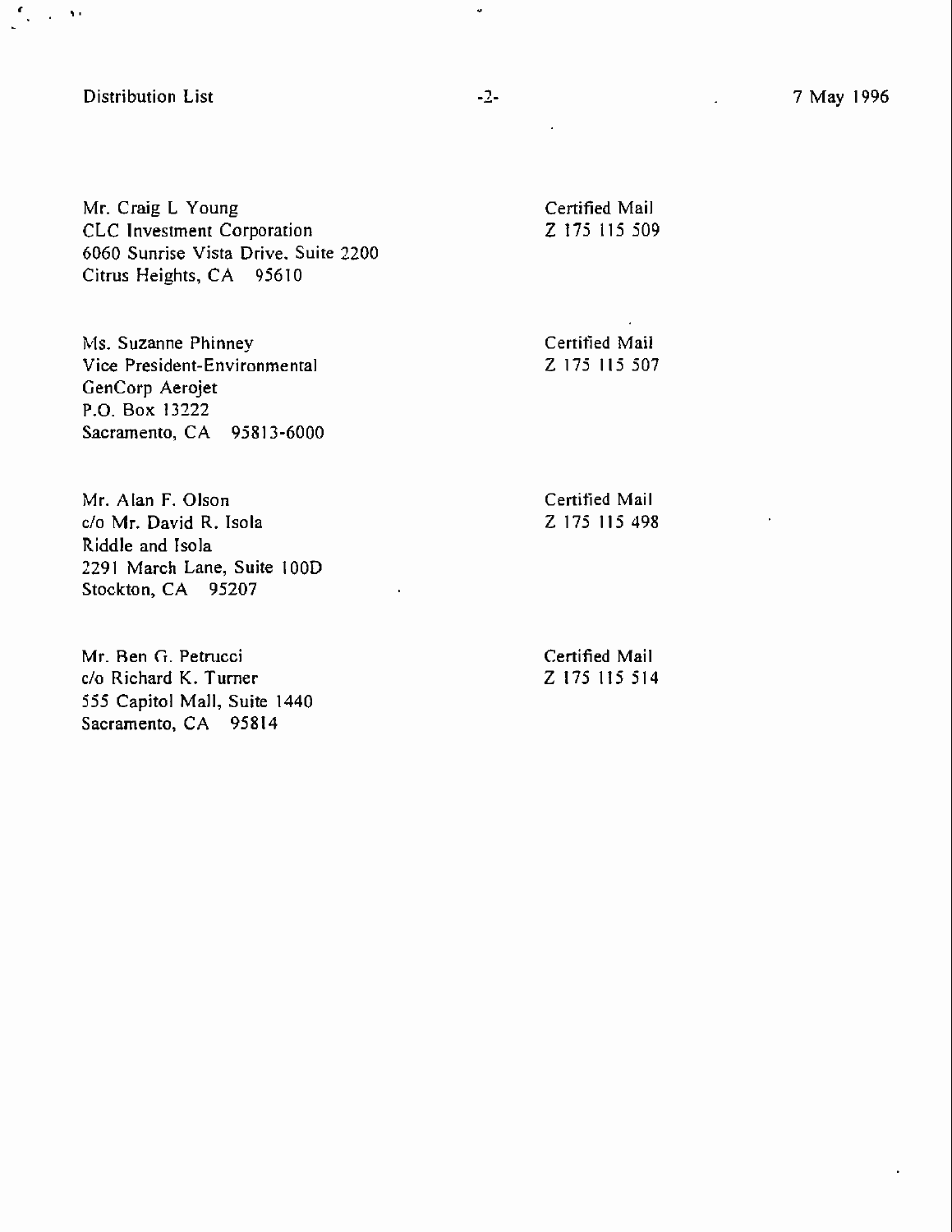Mr. Craig L Young
CLC Investment Corporation
6060 Sunrise Vista Drive, Suite 2200
Citrus Heights, CA 95610

Certified Mail
Z 175 115 509

Ms. Suzanne Phinney
Vice President-Environmental
GenCorp Aerojet
P.O. Box 13222
Sacramento, CA 95813-6000

Certified Mail
Z 175 115 507

Mr. Alan F. Olson
c/o Mr. David R. Isola
Riddle and Isola
2291 March Lane, Suite 100D
Stockton, CA 95207

Certified Mail
Z 175 115 498

Mr. Ben G. Petrucci
c/o Richard K. Turner
555 Capitol Mall, Suite 1440
Sacramento, CA 95814

Certified Mail
Z 175 115 514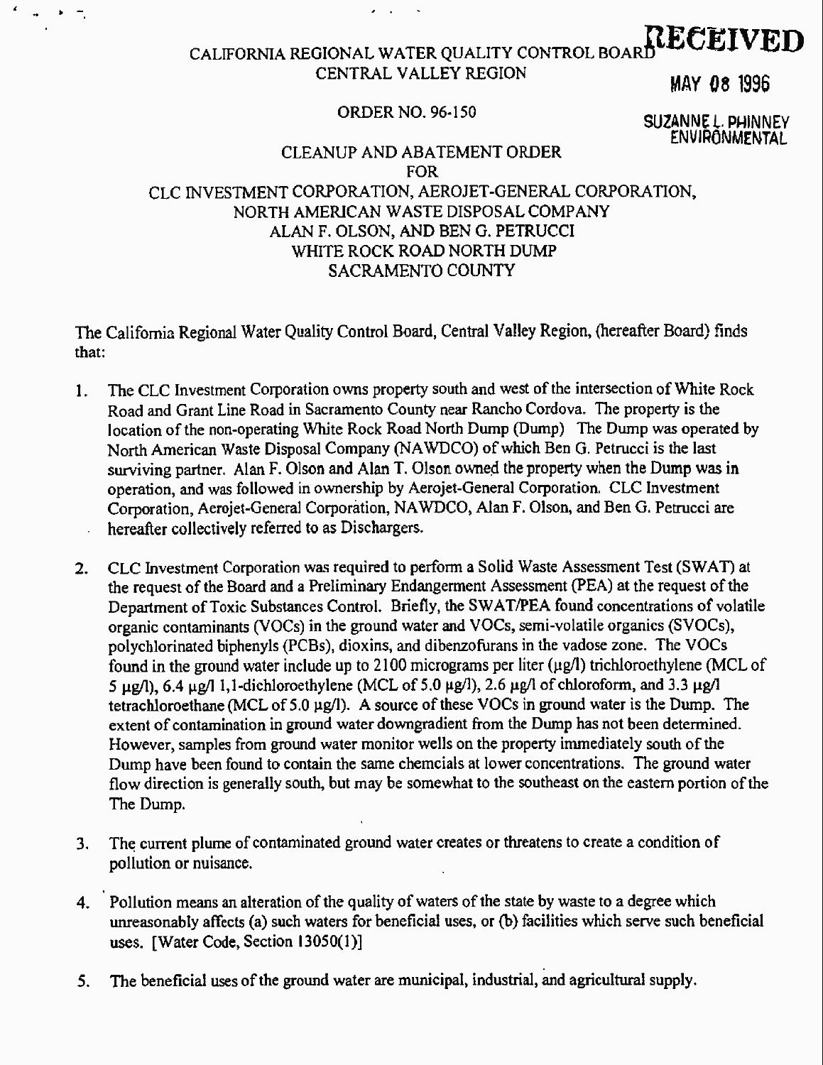RECEIVED

MAY 08 1996

SUZANNE L. PHINNEY ENVIRONMENTAL

CALIFORNIA REGIONAL WATER QUALITY CONTROL BOARD
CENTRAL VALLEY REGION

ORDER NO. 96-150

CLEANUP AND ABATEMENT ORDER
FOR
CLC INVESTMENT CORPORATION, AEROJET-GENERAL CORPORATION,
NORTH AMERICAN WASTE DISPOSAL COMPANY
ALAN F. OLSON, AND BEN G. PETRUCCI
WHITE ROCK ROAD NORTH DUMP
SACRAMENTO COUNTY

The California Regional Water Quality Control Board, Central Valley Region, (hereafter Board) finds that:

1. The CLC Investment Corporation owns property south and west of the intersection of White Rock Road and Grant Line Road in Sacramento County near Rancho Cordova. The property is the location of the non-operating White Rock Road North Dump (Dump) The Dump was operated by North American Waste Disposal Company (NAWDCO) of which Ben G. Petrucci is the last surviving partner. Alan F. Olson and Alan T. Olson owned the property when the Dump was in operation, and was followed in ownership by Aerojet-General Corporation. CLC Investment Corporation, Aerojet-General Corporation, NAWDCO, Alan F. Olson, and Ben G. Petrucci are hereafter collectively referred to as Dischargers.

2. CLC Investment Corporation was required to perform a Solid Waste Assessment Test (SWAT) at the request of the Board and a Preliminary Endangerment Assessment (PEA) at the request of the Department of Toxic Substances Control. Briefly, the SWAT/PEA found concentrations of volatile organic contaminants (VOCs) in the ground water and VOCs, semi-volatile organics (SVOCs), polychlorinated biphenyls (PCBs), dioxins, and dibenzofurans in the vadose zone. The VOCs found in the ground water include up to 2100 micrograms per liter (μg/l) trichloroethylene (MCL of 5 μg/l), 6.4 μg/l 1,1-dichloroethylene (MCL of 5.0 μg/l), 2.6 μg/l of chloroform, and 3.3 μg/l tetrachloroethane (MCL of 5.0 μg/l). A source of these VOCs in ground water is the Dump. The extent of contamination in ground water downgradient from the Dump has not been determined. However, samples from ground water monitor wells on the property immediately south of the Dump have been found to contain the same chemcials at lower concentrations. The ground water flow direction is generally south, but may be somewhat to the southeast on the eastern portion of the The Dump.

3. The current plume of contaminated ground water creates or threatens to create a condition of pollution or nuisance.

4. Pollution means an alteration of the quality of waters of the state by waste to a degree which unreasonably affects (a) such waters for beneficial uses, or (b) facilities which serve such beneficial uses. [Water Code, Section 13050(1)]

5. The beneficial uses of the ground water are municipal, industrial, and agricultural supply.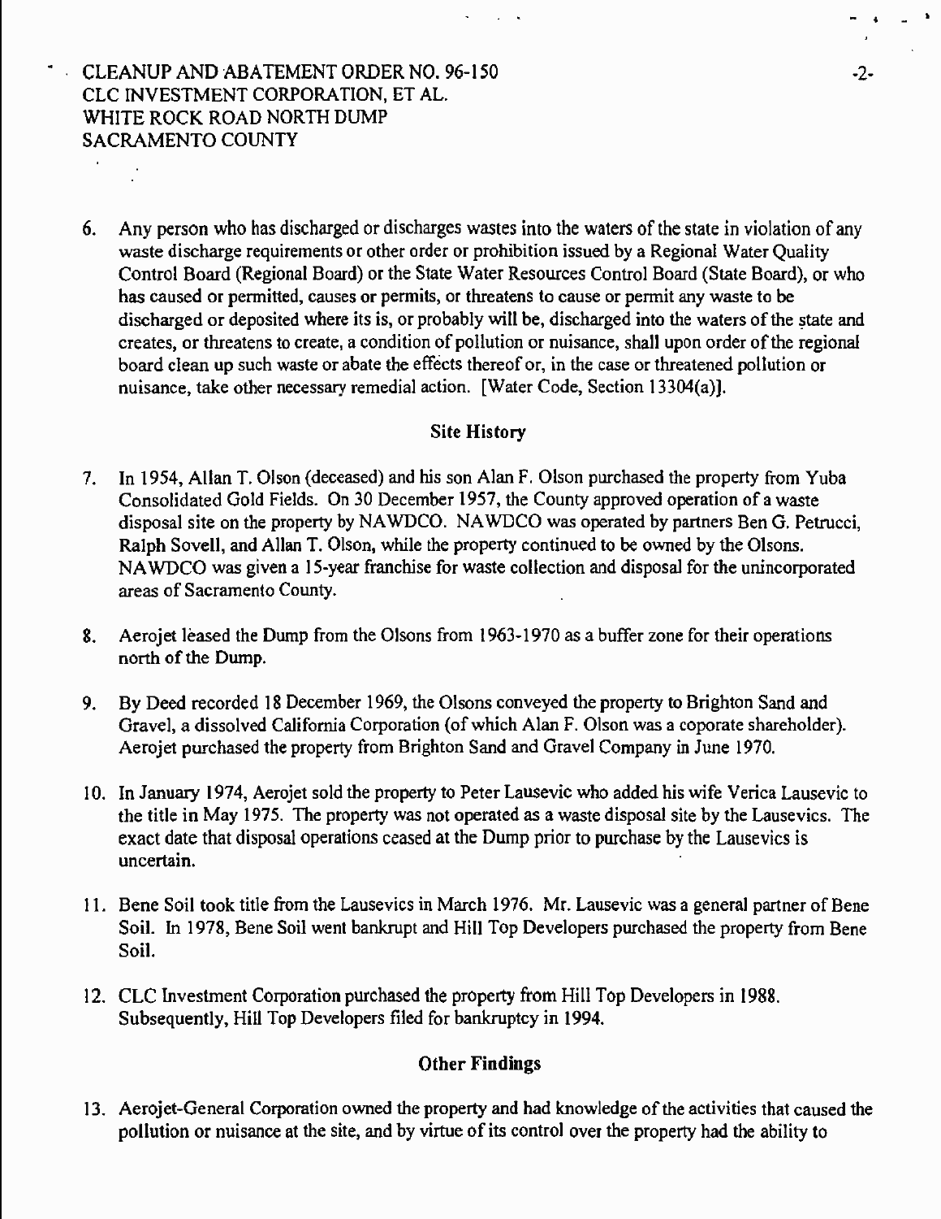6. Any person who has discharged or discharges wastes into the waters of the state in violation of any waste discharge requirements or other order or prohibition issued by a Regional Water Quality Control Board (Regional Board) or the State Water Resources Control Board (State Board), or who has caused or permitted, causes or permits, or threatens to cause or permit any waste to be discharged or deposited where its is, or probably will be, discharged into the waters of the state and creates, or threatens to create, a condition of pollution or nuisance, shall upon order of the regional board clean up such waste or abate the effects thereof or, in the case or threatened pollution or nuisance, take other necessary remedial action. [Water Code, Section 13304(a)].

## Site History

7. In 1954, Allan T. Olson (deceased) and his son Alan F. Olson purchased the property from Yuba Consolidated Gold Fields. On 30 December 1957, the County approved operation of a waste disposal site on the property by NAWDCO. NAWDCO was operated by partners Ben G. Petrucci, Ralph Sovell, and Allan T. Olson, while the property continued to be owned by the Olsons. NAWDCO was given a 15-year franchise for waste collection and disposal for the unincorporated areas of Sacramento County.

8. Aerojet leased the Dump from the Olsons from 1963-1970 as a buffer zone for their operations north of the Dump.

9. By Deed recorded 18 December 1969, the Olsons conveyed the property to Brighton Sand and Gravel, a dissolved California Corporation (of which Alan F. Olson was a coporate shareholder). Aerojet purchased the property from Brighton Sand and Gravel Company in June 1970.

10. In January 1974, Aerojet sold the property to Peter Lausevic who added his wife Verica Lausevic to the title in May 1975. The property was not operated as a waste disposal site by the Lausevics. The exact date that disposal operations ceased at the Dump prior to purchase by the Lausevics is uncertain.

11. Bene Soil took title from the Lausevics in March 1976. Mr. Lausevic was a general partner of Bene Soil. In 1978, Bene Soil went bankrupt and Hill Top Developers purchased the property from Bene Soil.

12. CLC Investment Corporation purchased the property from Hill Top Developers in 1988. Subsequently, Hill Top Developers filed for bankruptcy in 1994.

## Other Findings

13. Aerojet-General Corporation owned the property and had knowledge of the activities that caused the pollution or nuisance at the site, and by virtue of its control over the property had the ability to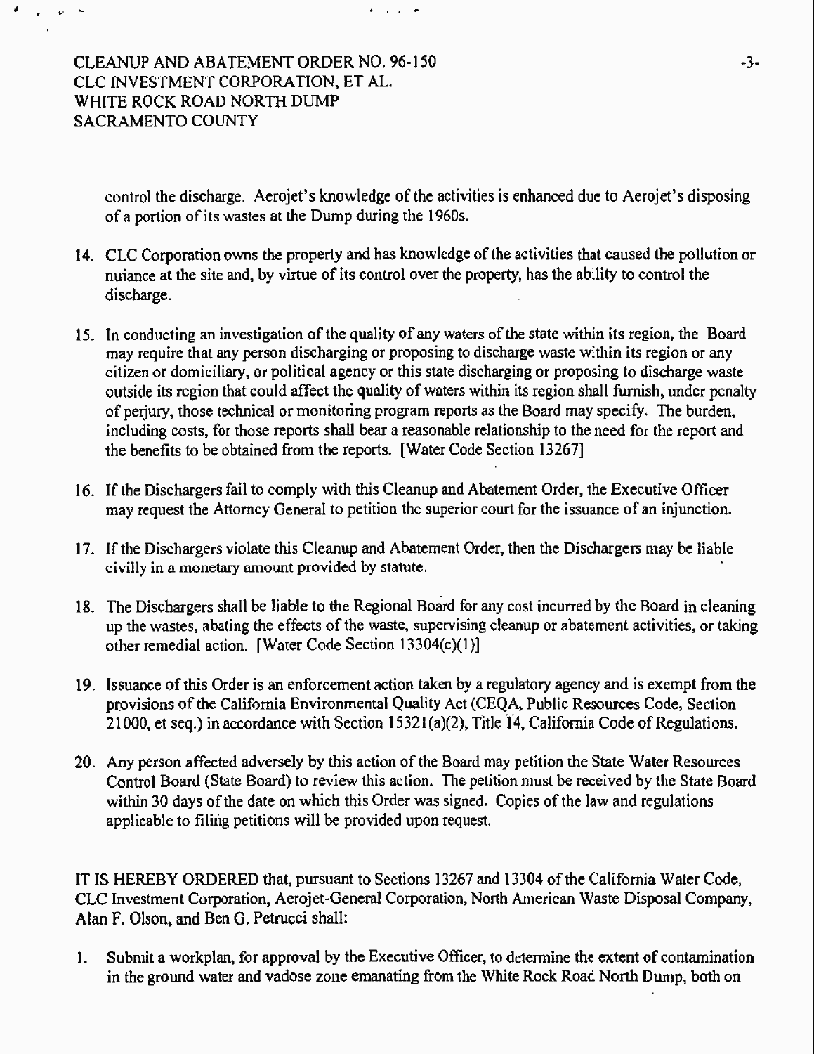control the discharge. Aerojet's knowledge of the activities is enhanced due to Aerojet's disposing of a portion of its wastes at the Dump during the 1960s.

14. CLC Corporation owns the property and has knowledge of the activities that caused the pollution or nuiance at the site and, by virtue of its control over the property, has the ability to control the discharge.

15. In conducting an investigation of the quality of any waters of the state within its region, the Board may require that any person discharging or proposing to discharge waste within its region or any citizen or domiciliary, or political agency or this state discharging or proposing to discharge waste outside its region that could affect the quality of waters within its region shall furnish, under penalty of perjury, those technical or monitoring program reports as the Board may specify. The burden, including costs, for those reports shall bear a reasonable relationship to the need for the report and the benefits to be obtained from the reports. [Water Code Section 13267]

16. If the Dischargers fail to comply with this Cleanup and Abatement Order, the Executive Officer may request the Attorney General to petition the superior court for the issuance of an injunction.

17. If the Dischargers violate this Cleanup and Abatement Order, then the Dischargers may be liable civilly in a monetary amount provided by statute.

18. The Dischargers shall be liable to the Regional Board for any cost incurred by the Board in cleaning up the wastes, abating the effects of the waste, supervising cleanup or abatement activities, or taking other remedial action. [Water Code Section 13304(c)(1)]

19. Issuance of this Order is an enforcement action taken by a regulatory agency and is exempt from the provisions of the California Environmental Quality Act (CEQA, Public Resources Code, Section 21000, et seq.) in accordance with Section 15321(a)(2), Title 14, California Code of Regulations.

20. Any person affected adversely by this action of the Board may petition the State Water Resources Control Board (State Board) to review this action. The petition must be received by the State Board within 30 days of the date on which this Order was signed. Copies of the law and regulations applicable to filing petitions will be provided upon request.

IT IS HEREBY ORDERED that, pursuant to Sections 13267 and 13304 of the California Water Code, CLC Investment Corporation, Aerojet-General Corporation, North American Waste Disposal Company, Alan F. Olson, and Ben G. Petrucci shall:

1. Submit a workplan, for approval by the Executive Officer, to determine the extent of contamination in the ground water and vadose zone emanating from the White Rock Road North Dump, both on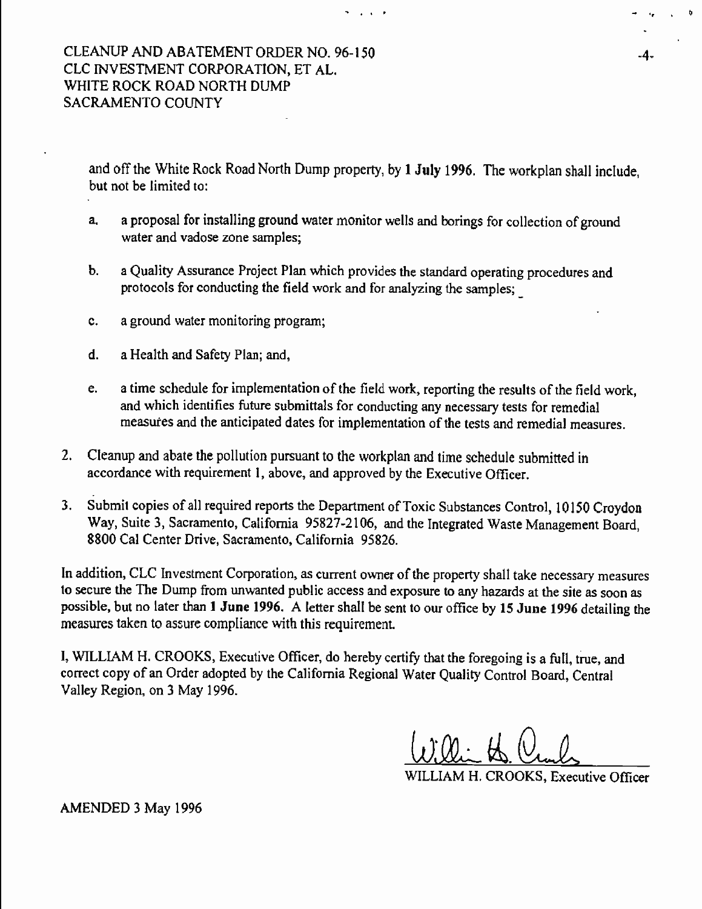and off the White Rock Road North Dump property, by **1 July** 1996. The workplan shall include, but not be limited to:

a. a proposal for installing ground water monitor wells and borings for collection of ground water and vadose zone samples;

b. a Quality Assurance Project Plan which provides the standard operating procedures and protocols for conducting the field work and for analyzing the samples;

c. a ground water monitoring program;

d. a Health and Safety Plan; and,

e. a time schedule for implementation of the field work, reporting the results of the field work, and which identifies future submittals for conducting any necessary tests for remedial measures and the anticipated dates for implementation of the tests and remedial measures.

2. Cleanup and abate the pollution pursuant to the workplan and time schedule submitted in accordance with requirement 1, above, and approved by the Executive Officer.

3. Submit copies of all required reports the Department of Toxic Substances Control, 10150 Croydon Way, Suite 3, Sacramento, California 95827-2106, and the Integrated Waste Management Board, 8800 Cal Center Drive, Sacramento, California 95826.

In addition, CLC Investment Corporation, as current owner of the property shall take necessary measures to secure the The Dump from unwanted public access and exposure to any hazards at the site as soon as possible, but no later than **1 June 1996**. A letter shall be sent to our office by **15 June 1996** detailing the measures taken to assure compliance with this requirement.

I, WILLIAM H. CROOKS, Executive Officer, do hereby certify that the foregoing is a full, true, and correct copy of an Order adopted by the California Regional Water Quality Control Board, Central Valley Region, on 3 May 1996.

WILLIAM H. CROOKS, Executive Officer

AMENDED 3 May 1996